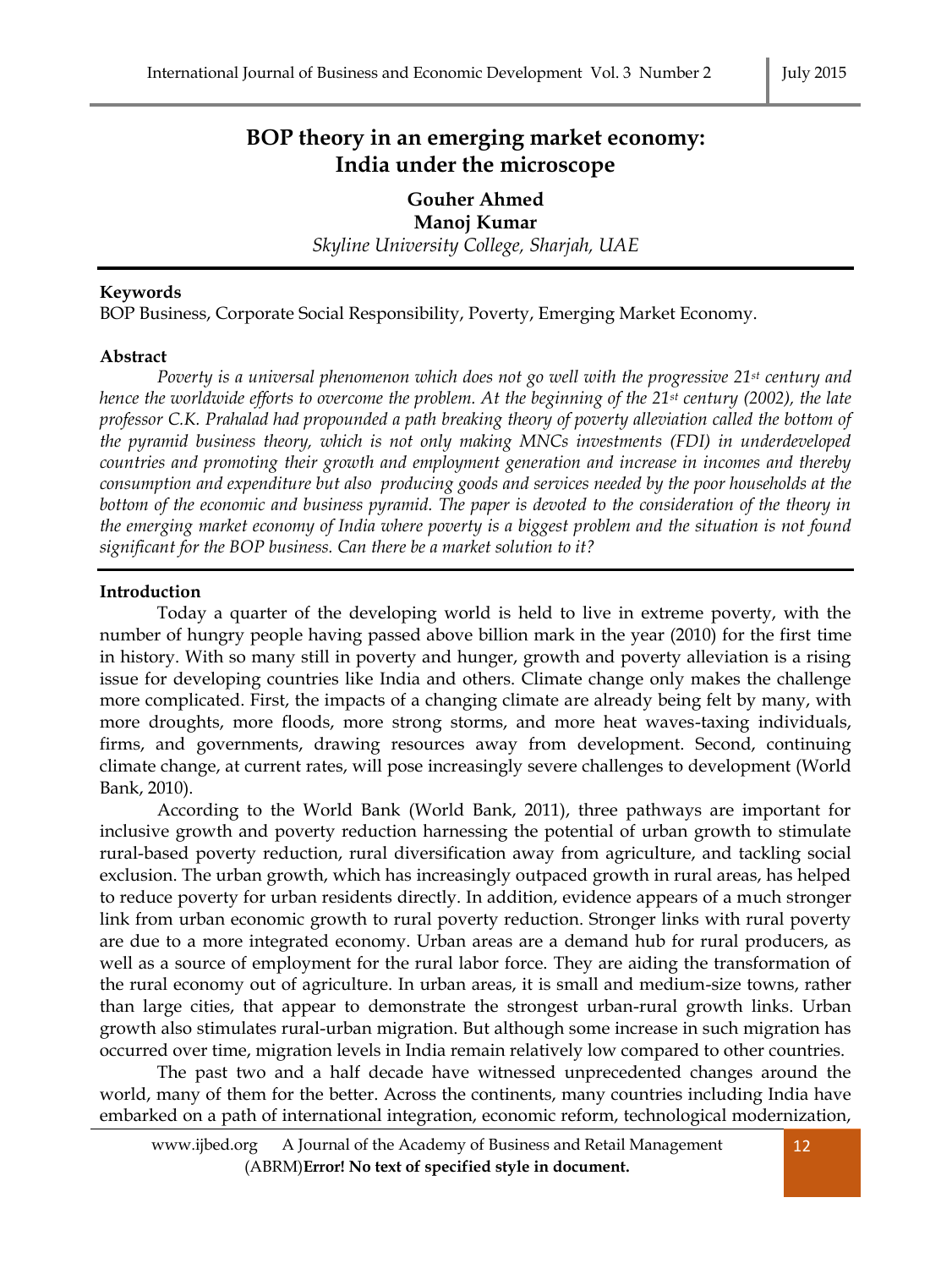# BOP theory in an emerging market economy: India under the microscope

**Gouher Ahmed**
**Manoj Kumar**
*Skyline University College, Sharjah, UAE*

## Keywords

BOP Business, Corporate Social Responsibility, Poverty, Emerging Market Economy.

## Abstract

*Poverty is a universal phenomenon which does not go well with the progressive 21st century and hence the worldwide efforts to overcome the problem. At the beginning of the 21st century (2002), the late professor C.K. Prahalad had propounded a path breaking theory of poverty alleviation called the bottom of the pyramid business theory, which is not only making MNCs investments (FDI) in underdeveloped countries and promoting their growth and employment generation and increase in incomes and thereby consumption and expenditure but also producing goods and services needed by the poor households at the bottom of the economic and business pyramid. The paper is devoted to the consideration of the theory in the emerging market economy of India where poverty is a biggest problem and the situation is not found significant for the BOP business. Can there be a market solution to it?*

## Introduction

Today a quarter of the developing world is held to live in extreme poverty, with the number of hungry people having passed above billion mark in the year (2010) for the first time in history. With so many still in poverty and hunger, growth and poverty alleviation is a rising issue for developing countries like India and others. Climate change only makes the challenge more complicated. First, the impacts of a changing climate are already being felt by many, with more droughts, more floods, more strong storms, and more heat waves-taxing individuals, firms, and governments, drawing resources away from development. Second, continuing climate change, at current rates, will pose increasingly severe challenges to development (World Bank, 2010).

According to the World Bank (World Bank, 2011), three pathways are important for inclusive growth and poverty reduction harnessing the potential of urban growth to stimulate rural-based poverty reduction, rural diversification away from agriculture, and tackling social exclusion. The urban growth, which has increasingly outpaced growth in rural areas, has helped to reduce poverty for urban residents directly. In addition, evidence appears of a much stronger link from urban economic growth to rural poverty reduction. Stronger links with rural poverty are due to a more integrated economy. Urban areas are a demand hub for rural producers, as well as a source of employment for the rural labor force. They are aiding the transformation of the rural economy out of agriculture. In urban areas, it is small and medium-size towns, rather than large cities, that appear to demonstrate the strongest urban-rural growth links. Urban growth also stimulates rural-urban migration. But although some increase in such migration has occurred over time, migration levels in India remain relatively low compared to other countries.

The past two and a half decade have witnessed unprecedented changes around the world, many of them for the better. Across the continents, many countries including India have embarked on a path of international integration, economic reform, technological modernization,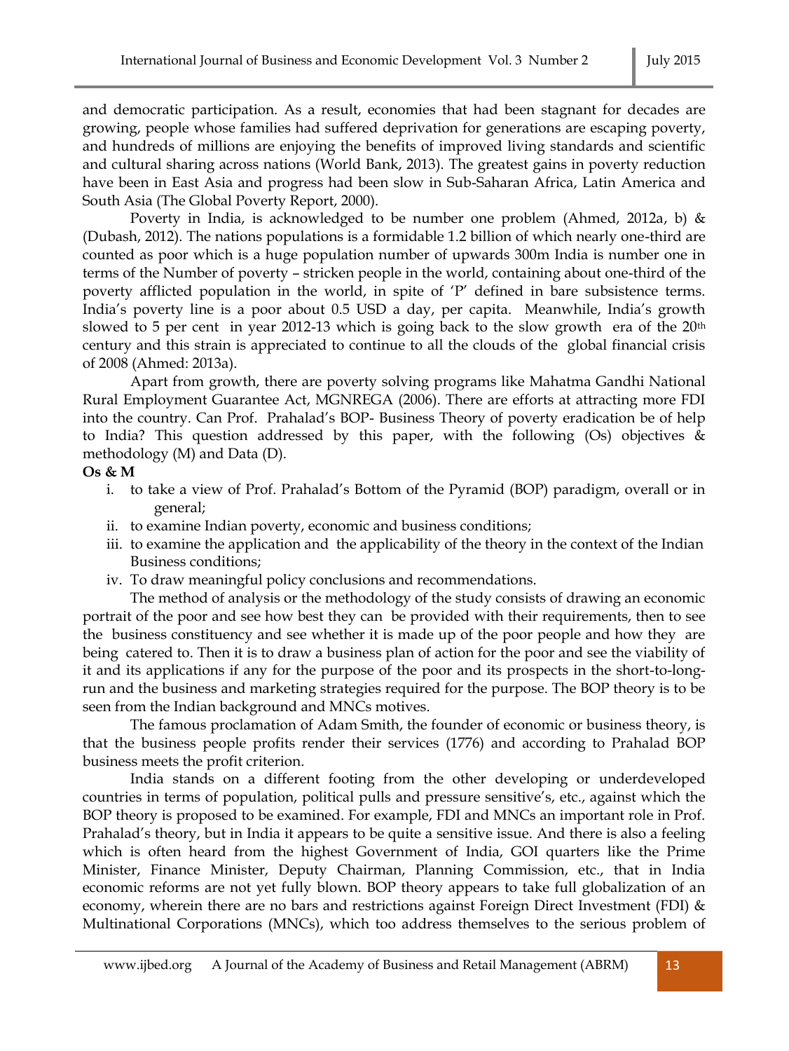and democratic participation. As a result, economies that had been stagnant for decades are growing, people whose families had suffered deprivation for generations are escaping poverty, and hundreds of millions are enjoying the benefits of improved living standards and scientific and cultural sharing across nations (World Bank, 2013). The greatest gains in poverty reduction have been in East Asia and progress had been slow in Sub-Saharan Africa, Latin America and South Asia (The Global Poverty Report, 2000).

Poverty in India, is acknowledged to be number one problem (Ahmed, 2012a, b) & (Dubash, 2012). The nations populations is a formidable 1.2 billion of which nearly one-third are counted as poor which is a huge population number of upwards 300m India is number one in terms of the Number of poverty – stricken people in the world, containing about one-third of the poverty afflicted population in the world, in spite of 'P' defined in bare subsistence terms. India's poverty line is a poor about 0.5 USD a day, per capita. Meanwhile, India's growth slowed to 5 per cent in year 2012-13 which is going back to the slow growth era of the 20th century and this strain is appreciated to continue to all the clouds of the global financial crisis of 2008 (Ahmed: 2013a).

Apart from growth, there are poverty solving programs like Mahatma Gandhi National Rural Employment Guarantee Act, MGNREGA (2006). There are efforts at attracting more FDI into the country. Can Prof. Prahalad's BOP- Business Theory of poverty eradication be of help to India? This question addressed by this paper, with the following (Os) objectives & methodology (M) and Data (D).

**Os & M**

i. to take a view of Prof. Prahalad's Bottom of the Pyramid (BOP) paradigm, overall or in general;
ii. to examine Indian poverty, economic and business conditions;
iii. to examine the application and the applicability of the theory in the context of the Indian Business conditions;
iv. To draw meaningful policy conclusions and recommendations.

The method of analysis or the methodology of the study consists of drawing an economic portrait of the poor and see how best they can be provided with their requirements, then to see the business constituency and see whether it is made up of the poor people and how they are being catered to. Then it is to draw a business plan of action for the poor and see the viability of it and its applications if any for the purpose of the poor and its prospects in the short-to-long-run and the business and marketing strategies required for the purpose. The BOP theory is to be seen from the Indian background and MNCs motives.

The famous proclamation of Adam Smith, the founder of economic or business theory, is that the business people profits render their services (1776) and according to Prahalad BOP business meets the profit criterion.

India stands on a different footing from the other developing or underdeveloped countries in terms of population, political pulls and pressure sensitive's, etc., against which the BOP theory is proposed to be examined. For example, FDI and MNCs an important role in Prof. Prahalad's theory, but in India it appears to be quite a sensitive issue. And there is also a feeling which is often heard from the highest Government of India, GOI quarters like the Prime Minister, Finance Minister, Deputy Chairman, Planning Commission, etc., that in India economic reforms are not yet fully blown. BOP theory appears to take full globalization of an economy, wherein there are no bars and restrictions against Foreign Direct Investment (FDI) & Multinational Corporations (MNCs), which too address themselves to the serious problem of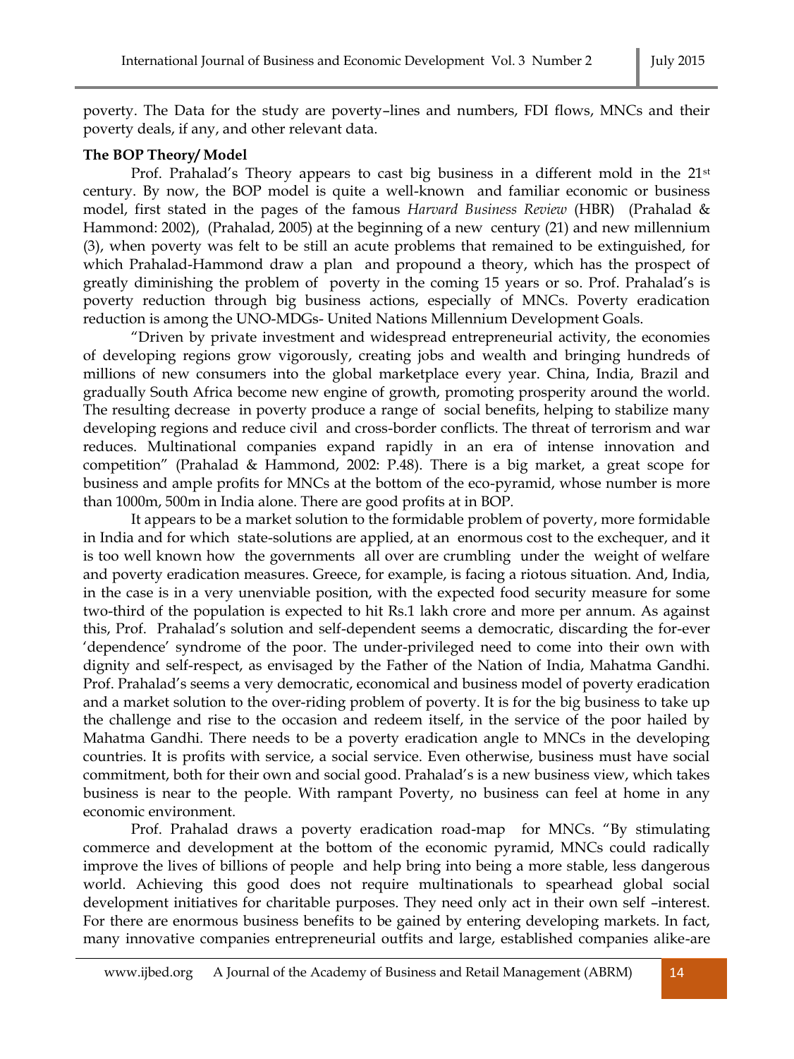poverty. The Data for the study are poverty–lines and numbers, FDI flows, MNCs and their poverty deals, if any, and other relevant data.

**The BOP Theory/ Model**

Prof. Prahalad's Theory appears to cast big business in a different mold in the 21st century. By now, the BOP model is quite a well-known and familiar economic or business model, first stated in the pages of the famous *Harvard Business Review* (HBR) (Prahalad & Hammond: 2002), (Prahalad, 2005) at the beginning of a new century (21) and new millennium (3), when poverty was felt to be still an acute problems that remained to be extinguished, for which Prahalad-Hammond draw a plan and propound a theory, which has the prospect of greatly diminishing the problem of poverty in the coming 15 years or so. Prof. Prahalad's is poverty reduction through big business actions, especially of MNCs. Poverty eradication reduction is among the UNO-MDGs- United Nations Millennium Development Goals.

"Driven by private investment and widespread entrepreneurial activity, the economies of developing regions grow vigorously, creating jobs and wealth and bringing hundreds of millions of new consumers into the global marketplace every year. China, India, Brazil and gradually South Africa become new engine of growth, promoting prosperity around the world. The resulting decrease in poverty produce a range of social benefits, helping to stabilize many developing regions and reduce civil and cross-border conflicts. The threat of terrorism and war reduces. Multinational companies expand rapidly in an era of intense innovation and competition" (Prahalad & Hammond, 2002: P.48). There is a big market, a great scope for business and ample profits for MNCs at the bottom of the eco-pyramid, whose number is more than 1000m, 500m in India alone. There are good profits at in BOP.

It appears to be a market solution to the formidable problem of poverty, more formidable in India and for which state-solutions are applied, at an enormous cost to the exchequer, and it is too well known how the governments all over are crumbling under the weight of welfare and poverty eradication measures. Greece, for example, is facing a riotous situation. And, India, in the case is in a very unenviable position, with the expected food security measure for some two-third of the population is expected to hit Rs.1 lakh crore and more per annum. As against this, Prof. Prahalad's solution and self-dependent seems a democratic, discarding the for-ever 'dependence' syndrome of the poor. The under-privileged need to come into their own with dignity and self-respect, as envisaged by the Father of the Nation of India, Mahatma Gandhi. Prof. Prahalad's seems a very democratic, economical and business model of poverty eradication and a market solution to the over-riding problem of poverty. It is for the big business to take up the challenge and rise to the occasion and redeem itself, in the service of the poor hailed by Mahatma Gandhi. There needs to be a poverty eradication angle to MNCs in the developing countries. It is profits with service, a social service. Even otherwise, business must have social commitment, both for their own and social good. Prahalad's is a new business view, which takes business is near to the people. With rampant Poverty, no business can feel at home in any economic environment.

Prof. Prahalad draws a poverty eradication road-map for MNCs. "By stimulating commerce and development at the bottom of the economic pyramid, MNCs could radically improve the lives of billions of people and help bring into being a more stable, less dangerous world. Achieving this good does not require multinationals to spearhead global social development initiatives for charitable purposes. They need only act in their own self –interest. For there are enormous business benefits to be gained by entering developing markets. In fact, many innovative companies entrepreneurial outfits and large, established companies alike-are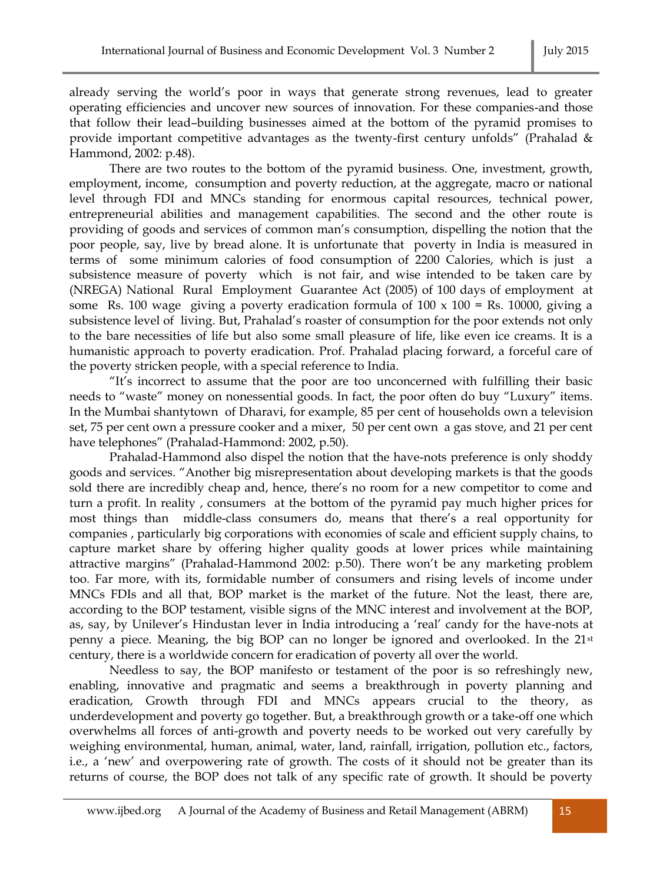already serving the world's poor in ways that generate strong revenues, lead to greater operating efficiencies and uncover new sources of innovation. For these companies-and those that follow their lead–building businesses aimed at the bottom of the pyramid promises to provide important competitive advantages as the twenty-first century unfolds" (Prahalad & Hammond, 2002: p.48).

There are two routes to the bottom of the pyramid business. One, investment, growth, employment, income, consumption and poverty reduction, at the aggregate, macro or national level through FDI and MNCs standing for enormous capital resources, technical power, entrepreneurial abilities and management capabilities. The second and the other route is providing of goods and services of common man's consumption, dispelling the notion that the poor people, say, live by bread alone. It is unfortunate that poverty in India is measured in terms of some minimum calories of food consumption of 2200 Calories, which is just a subsistence measure of poverty which is not fair, and wise intended to be taken care by (NREGA) National Rural Employment Guarantee Act (2005) of 100 days of employment at some Rs. 100 wage giving a poverty eradication formula of 100 x 100 = Rs. 10000, giving a subsistence level of living. But, Prahalad's roaster of consumption for the poor extends not only to the bare necessities of life but also some small pleasure of life, like even ice creams. It is a humanistic approach to poverty eradication. Prof. Prahalad placing forward, a forceful care of the poverty stricken people, with a special reference to India.

"It's incorrect to assume that the poor are too unconcerned with fulfilling their basic needs to "waste" money on nonessential goods. In fact, the poor often do buy "Luxury" items. In the Mumbai shantytown of Dharavi, for example, 85 per cent of households own a television set, 75 per cent own a pressure cooker and a mixer, 50 per cent own a gas stove, and 21 per cent have telephones" (Prahalad-Hammond: 2002, p.50).

Prahalad-Hammond also dispel the notion that the have-nots preference is only shoddy goods and services. "Another big misrepresentation about developing markets is that the goods sold there are incredibly cheap and, hence, there's no room for a new competitor to come and turn a profit. In reality , consumers at the bottom of the pyramid pay much higher prices for most things than middle-class consumers do, means that there's a real opportunity for companies , particularly big corporations with economies of scale and efficient supply chains, to capture market share by offering higher quality goods at lower prices while maintaining attractive margins" (Prahalad-Hammond 2002: p.50). There won't be any marketing problem too. Far more, with its, formidable number of consumers and rising levels of income under MNCs FDIs and all that, BOP market is the market of the future. Not the least, there are, according to the BOP testament, visible signs of the MNC interest and involvement at the BOP, as, say, by Unilever's Hindustan lever in India introducing a 'real' candy for the have-nots at penny a piece. Meaning, the big BOP can no longer be ignored and overlooked. In the 21st century, there is a worldwide concern for eradication of poverty all over the world.

Needless to say, the BOP manifesto or testament of the poor is so refreshingly new, enabling, innovative and pragmatic and seems a breakthrough in poverty planning and eradication, Growth through FDI and MNCs appears crucial to the theory, as underdevelopment and poverty go together. But, a breakthrough growth or a take-off one which overwhelms all forces of anti-growth and poverty needs to be worked out very carefully by weighing environmental, human, animal, water, land, rainfall, irrigation, pollution etc., factors, i.e., a 'new' and overpowering rate of growth. The costs of it should not be greater than its returns of course, the BOP does not talk of any specific rate of growth. It should be poverty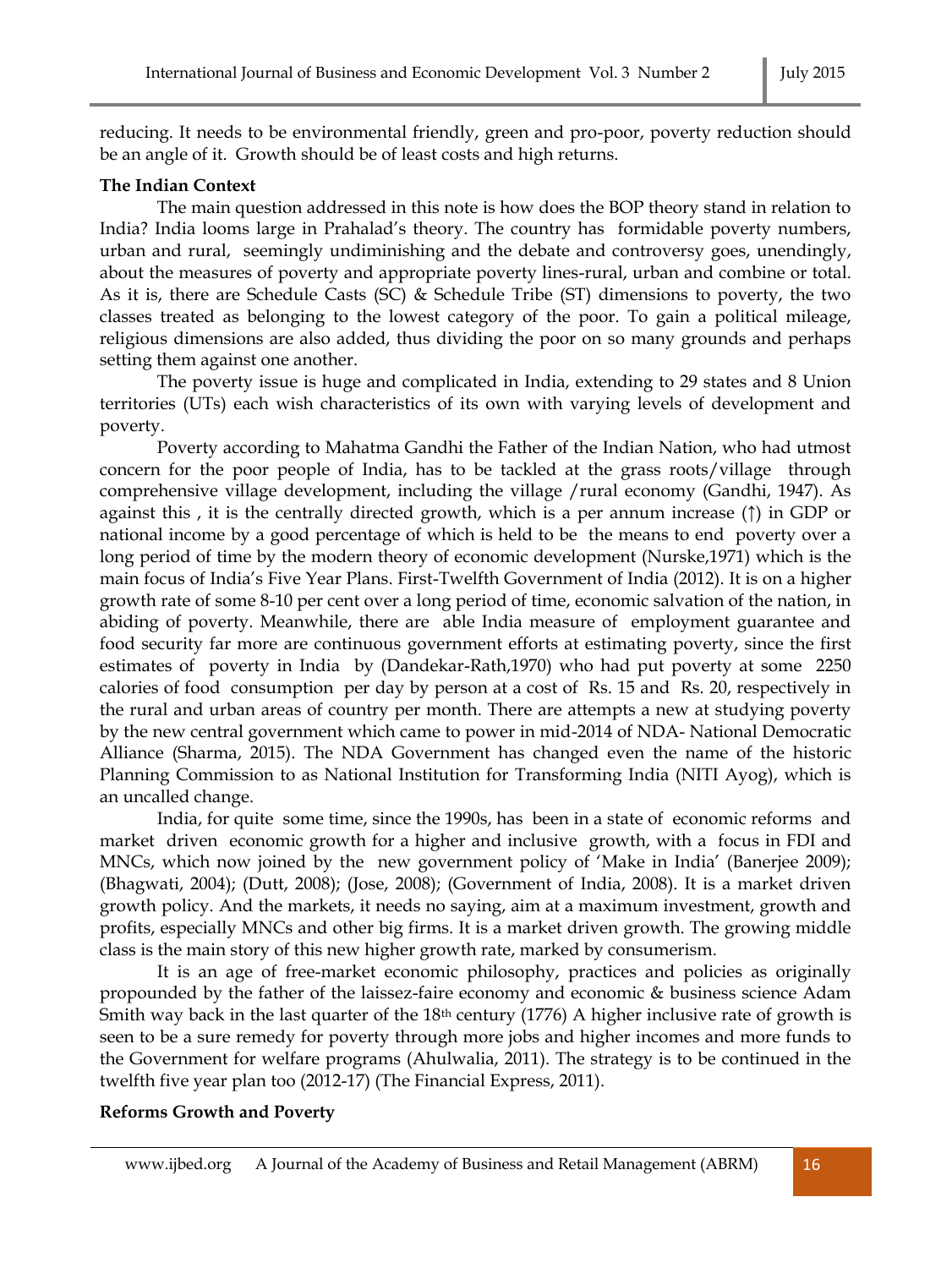reducing. It needs to be environmental friendly, green and pro-poor, poverty reduction should be an angle of it. Growth should be of least costs and high returns.

**The Indian Context**

The main question addressed in this note is how does the BOP theory stand in relation to India? India looms large in Prahalad's theory. The country has formidable poverty numbers, urban and rural, seemingly undiminishing and the debate and controversy goes, unendingly, about the measures of poverty and appropriate poverty lines-rural, urban and combine or total. As it is, there are Schedule Casts (SC) & Schedule Tribe (ST) dimensions to poverty, the two classes treated as belonging to the lowest category of the poor. To gain a political mileage, religious dimensions are also added, thus dividing the poor on so many grounds and perhaps setting them against one another.

The poverty issue is huge and complicated in India, extending to 29 states and 8 Union territories (UTs) each wish characteristics of its own with varying levels of development and poverty.

Poverty according to Mahatma Gandhi the Father of the Indian Nation, who had utmost concern for the poor people of India, has to be tackled at the grass roots/village through comprehensive village development, including the village /rural economy (Gandhi, 1947). As against this , it is the centrally directed growth, which is a per annum increase (↑) in GDP or national income by a good percentage of which is held to be the means to end poverty over a long period of time by the modern theory of economic development (Nurske,1971) which is the main focus of India's Five Year Plans. First-Twelfth Government of India (2012). It is on a higher growth rate of some 8-10 per cent over a long period of time, economic salvation of the nation, in abiding of poverty. Meanwhile, there are able India measure of employment guarantee and food security far more are continuous government efforts at estimating poverty, since the first estimates of poverty in India by (Dandekar-Rath,1970) who had put poverty at some 2250 calories of food consumption per day by person at a cost of Rs. 15 and Rs. 20, respectively in the rural and urban areas of country per month. There are attempts a new at studying poverty by the new central government which came to power in mid-2014 of NDA- National Democratic Alliance (Sharma, 2015). The NDA Government has changed even the name of the historic Planning Commission to as National Institution for Transforming India (NITI Ayog), which is an uncalled change.

India, for quite some time, since the 1990s, has been in a state of economic reforms and market driven economic growth for a higher and inclusive growth, with a focus in FDI and MNCs, which now joined by the new government policy of 'Make in India' (Banerjee 2009); (Bhagwati, 2004); (Dutt, 2008); (Jose, 2008); (Government of India, 2008). It is a market driven growth policy. And the markets, it needs no saying, aim at a maximum investment, growth and profits, especially MNCs and other big firms. It is a market driven growth. The growing middle class is the main story of this new higher growth rate, marked by consumerism.

It is an age of free-market economic philosophy, practices and policies as originally propounded by the father of the laissez-faire economy and economic & business science Adam Smith way back in the last quarter of the 18th century (1776) A higher inclusive rate of growth is seen to be a sure remedy for poverty through more jobs and higher incomes and more funds to the Government for welfare programs (Ahulwalia, 2011). The strategy is to be continued in the twelfth five year plan too (2012-17) (The Financial Express, 2011).

**Reforms Growth and Poverty**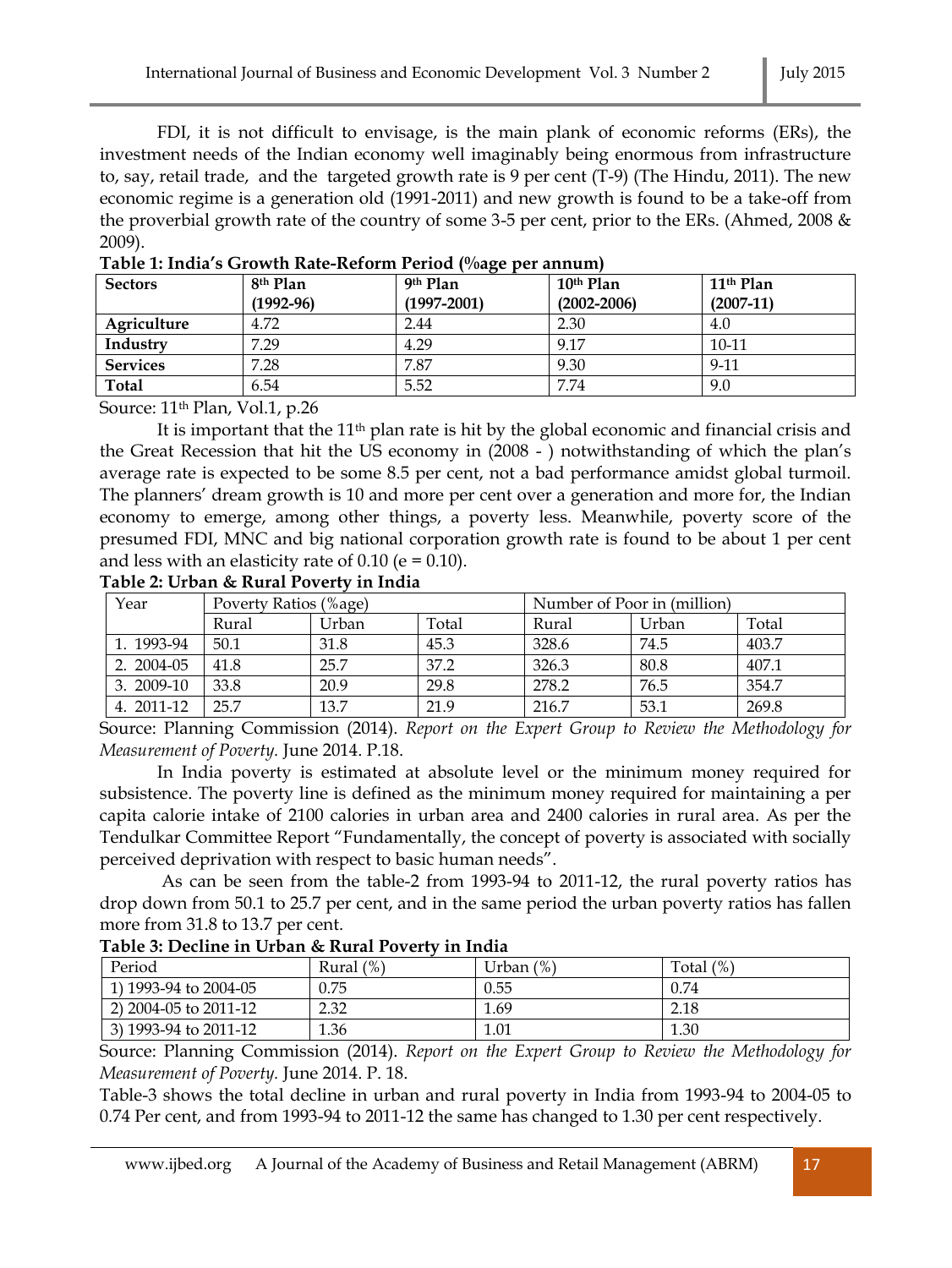FDI, it is not difficult to envisage, is the main plank of economic reforms (ERs), the investment needs of the Indian economy well imaginably being enormous from infrastructure to, say, retail trade, and the targeted growth rate is 9 per cent (T-9) (The Hindu, 2011). The new economic regime is a generation old (1991-2011) and new growth is found to be a take-off from the proverbial growth rate of the country of some 3-5 per cent, prior to the ERs. (Ahmed, 2008 & 2009).

**Table 1: India's Growth Rate-Reform Period (%age per annum)**

| Sectors | 8th Plan (1992-96) | 9th Plan (1997-2001) | 10th Plan (2002-2006) | 11th Plan (2007-11) |
|---|---|---|---|---|
| **Agriculture** | 4.72 | 2.44 | 2.30 | 4.0 |
| **Industry** | 7.29 | 4.29 | 9.17 | 10-11 |
| **Services** | 7.28 | 7.87 | 9.30 | 9-11 |
| **Total** | 6.54 | 5.52 | 7.74 | 9.0 |

Source: 11th Plan, Vol.1, p.26

It is important that the 11th plan rate is hit by the global economic and financial crisis and the Great Recession that hit the US economy in (2008 - ) notwithstanding of which the plan's average rate is expected to be some 8.5 per cent, not a bad performance amidst global turmoil. The planners' dream growth is 10 and more per cent over a generation and more for, the Indian economy to emerge, among other things, a poverty less. Meanwhile, poverty score of the presumed FDI, MNC and big national corporation growth rate is found to be about 1 per cent and less with an elasticity rate of 0.10 (e = 0.10).

**Table 2: Urban & Rural Poverty in India**

| Year | Poverty Ratios (%age) | | | Number of Poor in (million) | | |
|---|---|---|---|---|---|---|
| | Rural | Urban | Total | Rural | Urban | Total |
| 1. 1993-94 | 50.1 | 31.8 | 45.3 | 328.6 | 74.5 | 403.7 |
| 2. 2004-05 | 41.8 | 25.7 | 37.2 | 326.3 | 80.8 | 407.1 |
| 3. 2009-10 | 33.8 | 20.9 | 29.8 | 278.2 | 76.5 | 354.7 |
| 4. 2011-12 | 25.7 | 13.7 | 21.9 | 216.7 | 53.1 | 269.8 |

Source: Planning Commission (2014). *Report on the Expert Group to Review the Methodology for Measurement of Poverty.* June 2014. P.18.

In India poverty is estimated at absolute level or the minimum money required for subsistence. The poverty line is defined as the minimum money required for maintaining a per capita calorie intake of 2100 calories in urban area and 2400 calories in rural area. As per the Tendulkar Committee Report "Fundamentally, the concept of poverty is associated with socially perceived deprivation with respect to basic human needs".

As can be seen from the table-2 from 1993-94 to 2011-12, the rural poverty ratios has drop down from 50.1 to 25.7 per cent, and in the same period the urban poverty ratios has fallen more from 31.8 to 13.7 per cent.

**Table 3: Decline in Urban & Rural Poverty in India**

| Period | Rural (%) | Urban (%) | Total (%) |
|---|---|---|---|
| 1) 1993-94 to 2004-05 | 0.75 | 0.55 | 0.74 |
| 2) 2004-05 to 2011-12 | 2.32 | 1.69 | 2.18 |
| 3) 1993-94 to 2011-12 | 1.36 | 1.01 | 1.30 |

Source: Planning Commission (2014). *Report on the Expert Group to Review the Methodology for Measurement of Poverty.* June 2014. P. 18.

Table-3 shows the total decline in urban and rural poverty in India from 1993-94 to 2004-05 to 0.74 Per cent, and from 1993-94 to 2011-12 the same has changed to 1.30 per cent respectively.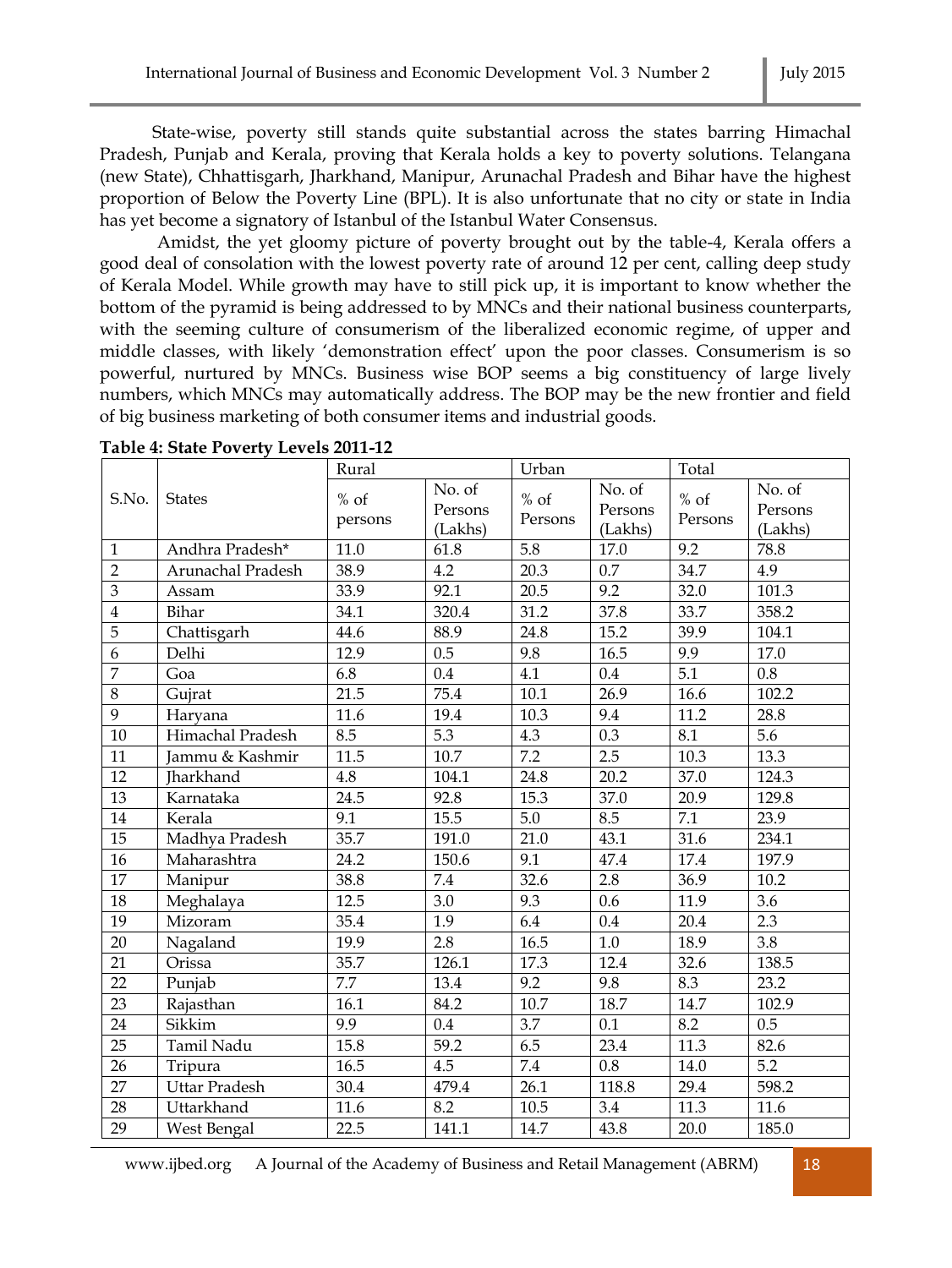State-wise, poverty still stands quite substantial across the states barring Himachal Pradesh, Punjab and Kerala, proving that Kerala holds a key to poverty solutions. Telangana (new State), Chhattisgarh, Jharkhand, Manipur, Arunachal Pradesh and Bihar have the highest proportion of Below the Poverty Line (BPL). It is also unfortunate that no city or state in India has yet become a signatory of Istanbul of the Istanbul Water Consensus.

Amidst, the yet gloomy picture of poverty brought out by the table-4, Kerala offers a good deal of consolation with the lowest poverty rate of around 12 per cent, calling deep study of Kerala Model. While growth may have to still pick up, it is important to know whether the bottom of the pyramid is being addressed to by MNCs and their national business counterparts, with the seeming culture of consumerism of the liberalized economic regime, of upper and middle classes, with likely 'demonstration effect' upon the poor classes. Consumerism is so powerful, nurtured by MNCs. Business wise BOP seems a big constituency of large lively numbers, which MNCs may automatically address. The BOP may be the new frontier and field of big business marketing of both consumer items and industrial goods.

**Table 4: State Poverty Levels 2011-12**

| S.No. | States | Rural | | Urban | | Total | |
|---|---|---|---|---|---|---|---|
| | | % of persons | No. of Persons (Lakhs) | % of Persons | No. of Persons (Lakhs) | % of Persons | No. of Persons (Lakhs) |
| 1 | Andhra Pradesh* | 11.0 | 61.8 | 5.8 | 17.0 | 9.2 | 78.8 |
| 2 | Arunachal Pradesh | 38.9 | 4.2 | 20.3 | 0.7 | 34.7 | 4.9 |
| 3 | Assam | 33.9 | 92.1 | 20.5 | 9.2 | 32.0 | 101.3 |
| 4 | Bihar | 34.1 | 320.4 | 31.2 | 37.8 | 33.7 | 358.2 |
| 5 | Chattisgarh | 44.6 | 88.9 | 24.8 | 15.2 | 39.9 | 104.1 |
| 6 | Delhi | 12.9 | 0.5 | 9.8 | 16.5 | 9.9 | 17.0 |
| 7 | Goa | 6.8 | 0.4 | 4.1 | 0.4 | 5.1 | 0.8 |
| 8 | Gujrat | 21.5 | 75.4 | 10.1 | 26.9 | 16.6 | 102.2 |
| 9 | Haryana | 11.6 | 19.4 | 10.3 | 9.4 | 11.2 | 28.8 |
| 10 | Himachal Pradesh | 8.5 | 5.3 | 4.3 | 0.3 | 8.1 | 5.6 |
| 11 | Jammu & Kashmir | 11.5 | 10.7 | 7.2 | 2.5 | 10.3 | 13.3 |
| 12 | Jharkhand | 4.8 | 104.1 | 24.8 | 20.2 | 37.0 | 124.3 |
| 13 | Karnataka | 24.5 | 92.8 | 15.3 | 37.0 | 20.9 | 129.8 |
| 14 | Kerala | 9.1 | 15.5 | 5.0 | 8.5 | 7.1 | 23.9 |
| 15 | Madhya Pradesh | 35.7 | 191.0 | 21.0 | 43.1 | 31.6 | 234.1 |
| 16 | Maharashtra | 24.2 | 150.6 | 9.1 | 47.4 | 17.4 | 197.9 |
| 17 | Manipur | 38.8 | 7.4 | 32.6 | 2.8 | 36.9 | 10.2 |
| 18 | Meghalaya | 12.5 | 3.0 | 9.3 | 0.6 | 11.9 | 3.6 |
| 19 | Mizoram | 35.4 | 1.9 | 6.4 | 0.4 | 20.4 | 2.3 |
| 20 | Nagaland | 19.9 | 2.8 | 16.5 | 1.0 | 18.9 | 3.8 |
| 21 | Orissa | 35.7 | 126.1 | 17.3 | 12.4 | 32.6 | 138.5 |
| 22 | Punjab | 7.7 | 13.4 | 9.2 | 9.8 | 8.3 | 23.2 |
| 23 | Rajasthan | 16.1 | 84.2 | 10.7 | 18.7 | 14.7 | 102.9 |
| 24 | Sikkim | 9.9 | 0.4 | 3.7 | 0.1 | 8.2 | 0.5 |
| 25 | Tamil Nadu | 15.8 | 59.2 | 6.5 | 23.4 | 11.3 | 82.6 |
| 26 | Tripura | 16.5 | 4.5 | 7.4 | 0.8 | 14.0 | 5.2 |
| 27 | Uttar Pradesh | 30.4 | 479.4 | 26.1 | 118.8 | 29.4 | 598.2 |
| 28 | Uttarkhand | 11.6 | 8.2 | 10.5 | 3.4 | 11.3 | 11.6 |
| 29 | West Bengal | 22.5 | 141.1 | 14.7 | 43.8 | 20.0 | 185.0 |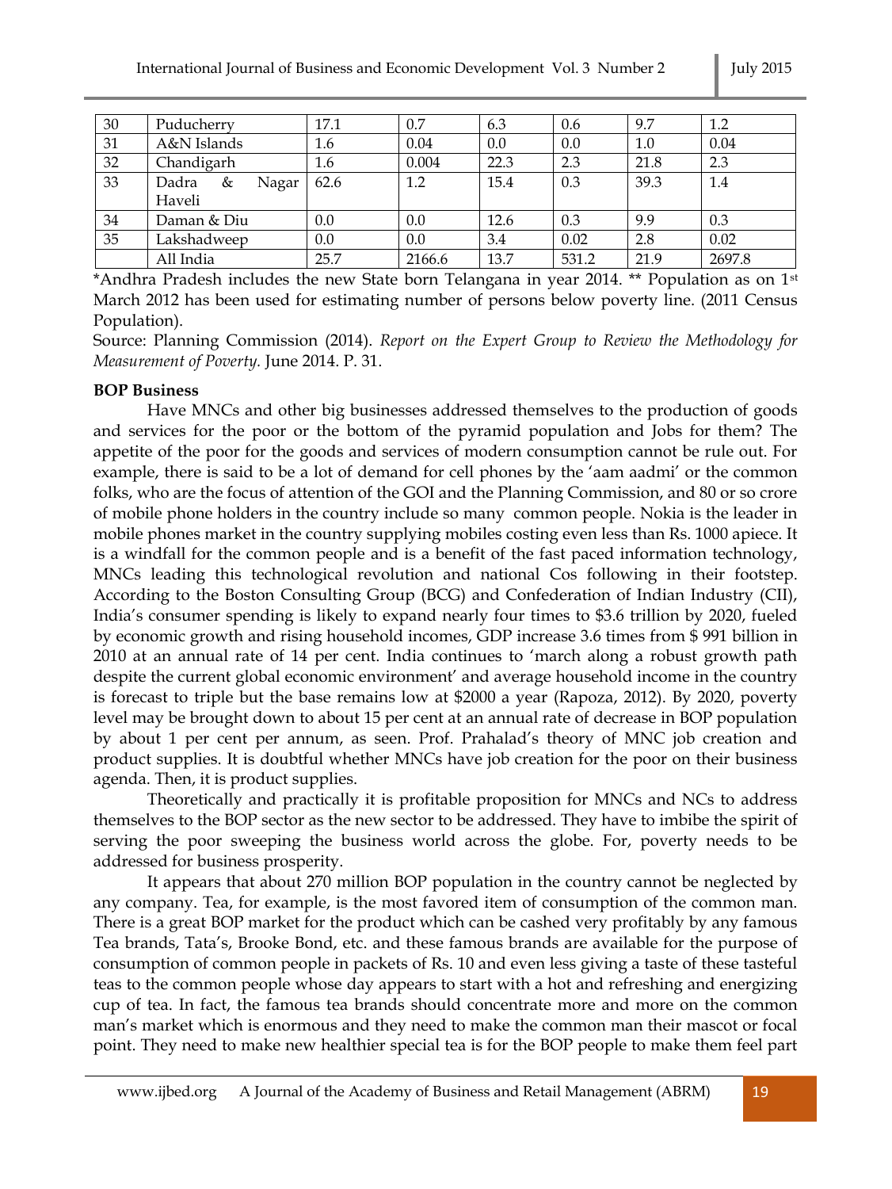| 30 | Puducherry | 17.1 | 0.7 | 6.3 | 0.6 | 9.7 | 1.2 |
|---|---|---|---|---|---|---|---|
| 31 | A&N Islands | 1.6 | 0.04 | 0.0 | 0.0 | 1.0 | 0.04 |
| 32 | Chandigarh | 1.6 | 0.004 | 22.3 | 2.3 | 21.8 | 2.3 |
| 33 | Dadra & Nagar Haveli | 62.6 | 1.2 | 15.4 | 0.3 | 39.3 | 1.4 |
| 34 | Daman & Diu | 0.0 | 0.0 | 12.6 | 0.3 | 9.9 | 0.3 |
| 35 | Lakshadweep | 0.0 | 0.0 | 3.4 | 0.02 | 2.8 | 0.02 |
| | All India | 25.7 | 2166.6 | 13.7 | 531.2 | 21.9 | 2697.8 |

*Andhra Pradesh includes the new State born Telangana in year 2014. ** Population as on 1st March 2012 has been used for estimating number of persons below poverty line. (2011 Census Population).

Source: Planning Commission (2014). *Report on the Expert Group to Review the Methodology for Measurement of Poverty.* June 2014. P. 31.

**BOP Business**

Have MNCs and other big businesses addressed themselves to the production of goods and services for the poor or the bottom of the pyramid population and Jobs for them? The appetite of the poor for the goods and services of modern consumption cannot be rule out. For example, there is said to be a lot of demand for cell phones by the 'aam aadmi' or the common folks, who are the focus of attention of the GOI and the Planning Commission, and 80 or so crore of mobile phone holders in the country include so many common people. Nokia is the leader in mobile phones market in the country supplying mobiles costing even less than Rs. 1000 apiece. It is a windfall for the common people and is a benefit of the fast paced information technology, MNCs leading this technological revolution and national Cos following in their footstep. According to the Boston Consulting Group (BCG) and Confederation of Indian Industry (CII), India's consumer spending is likely to expand nearly four times to $3.6 trillion by 2020, fueled by economic growth and rising household incomes, GDP increase 3.6 times from $ 991 billion in 2010 at an annual rate of 14 per cent. India continues to 'march along a robust growth path despite the current global economic environment' and average household income in the country is forecast to triple but the base remains low at $2000 a year (Rapoza, 2012). By 2020, poverty level may be brought down to about 15 per cent at an annual rate of decrease in BOP population by about 1 per cent per annum, as seen. Prof. Prahalad's theory of MNC job creation and product supplies. It is doubtful whether MNCs have job creation for the poor on their business agenda. Then, it is product supplies.

Theoretically and practically it is profitable proposition for MNCs and NCs to address themselves to the BOP sector as the new sector to be addressed. They have to imbibe the spirit of serving the poor sweeping the business world across the globe. For, poverty needs to be addressed for business prosperity.

It appears that about 270 million BOP population in the country cannot be neglected by any company. Tea, for example, is the most favored item of consumption of the common man. There is a great BOP market for the product which can be cashed very profitably by any famous Tea brands, Tata's, Brooke Bond, etc. and these famous brands are available for the purpose of consumption of common people in packets of Rs. 10 and even less giving a taste of these tasteful teas to the common people whose day appears to start with a hot and refreshing and energizing cup of tea. In fact, the famous tea brands should concentrate more and more on the common man's market which is enormous and they need to make the common man their mascot or focal point. They need to make new healthier special tea is for the BOP people to make them feel part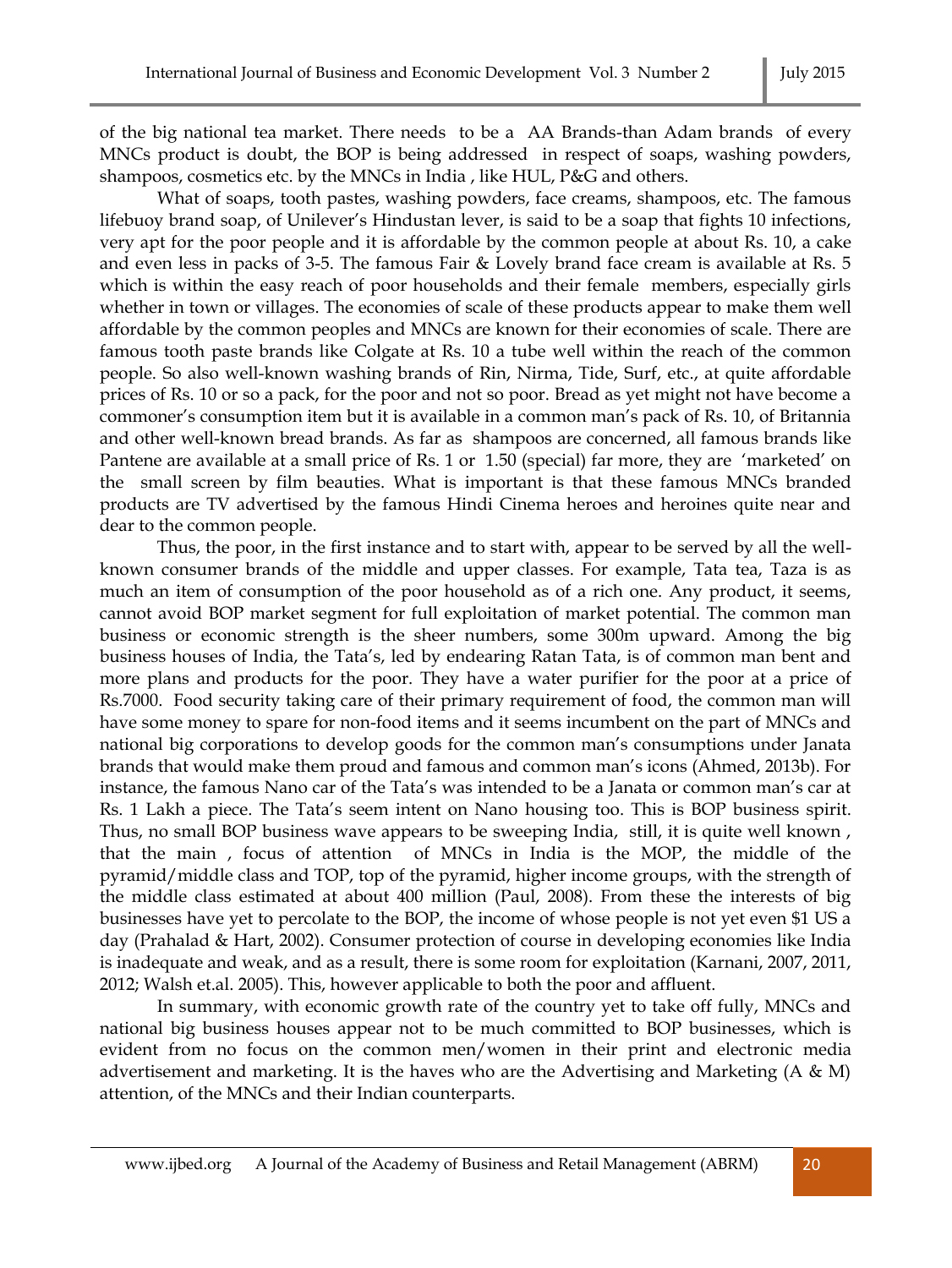of the big national tea market. There needs to be a AA Brands-than Adam brands of every MNCs product is doubt, the BOP is being addressed in respect of soaps, washing powders, shampoos, cosmetics etc. by the MNCs in India , like HUL, P&G and others.

What of soaps, tooth pastes, washing powders, face creams, shampoos, etc. The famous lifebuoy brand soap, of Unilever's Hindustan lever, is said to be a soap that fights 10 infections, very apt for the poor people and it is affordable by the common people at about Rs. 10, a cake and even less in packs of 3-5. The famous Fair & Lovely brand face cream is available at Rs. 5 which is within the easy reach of poor households and their female members, especially girls whether in town or villages. The economies of scale of these products appear to make them well affordable by the common peoples and MNCs are known for their economies of scale. There are famous tooth paste brands like Colgate at Rs. 10 a tube well within the reach of the common people. So also well-known washing brands of Rin, Nirma, Tide, Surf, etc., at quite affordable prices of Rs. 10 or so a pack, for the poor and not so poor. Bread as yet might not have become a commoner's consumption item but it is available in a common man's pack of Rs. 10, of Britannia and other well-known bread brands. As far as shampoos are concerned, all famous brands like Pantene are available at a small price of Rs. 1 or 1.50 (special) far more, they are 'marketed' on the small screen by film beauties. What is important is that these famous MNCs branded products are TV advertised by the famous Hindi Cinema heroes and heroines quite near and dear to the common people.

Thus, the poor, in the first instance and to start with, appear to be served by all the well-known consumer brands of the middle and upper classes. For example, Tata tea, Taza is as much an item of consumption of the poor household as of a rich one. Any product, it seems, cannot avoid BOP market segment for full exploitation of market potential. The common man business or economic strength is the sheer numbers, some 300m upward. Among the big business houses of India, the Tata's, led by endearing Ratan Tata, is of common man bent and more plans and products for the poor. They have a water purifier for the poor at a price of Rs.7000. Food security taking care of their primary requirement of food, the common man will have some money to spare for non-food items and it seems incumbent on the part of MNCs and national big corporations to develop goods for the common man's consumptions under Janata brands that would make them proud and famous and common man's icons (Ahmed, 2013b). For instance, the famous Nano car of the Tata's was intended to be a Janata or common man's car at Rs. 1 Lakh a piece. The Tata's seem intent on Nano housing too. This is BOP business spirit. Thus, no small BOP business wave appears to be sweeping India, still, it is quite well known , that the main , focus of attention of MNCs in India is the MOP, the middle of the pyramid/middle class and TOP, top of the pyramid, higher income groups, with the strength of the middle class estimated at about 400 million (Paul, 2008). From these the interests of big businesses have yet to percolate to the BOP, the income of whose people is not yet even $1 US a day (Prahalad & Hart, 2002). Consumer protection of course in developing economies like India is inadequate and weak, and as a result, there is some room for exploitation (Karnani, 2007, 2011, 2012; Walsh et.al. 2005). This, however applicable to both the poor and affluent.

In summary, with economic growth rate of the country yet to take off fully, MNCs and national big business houses appear not to be much committed to BOP businesses, which is evident from no focus on the common men/women in their print and electronic media advertisement and marketing. It is the haves who are the Advertising and Marketing (A & M) attention, of the MNCs and their Indian counterparts.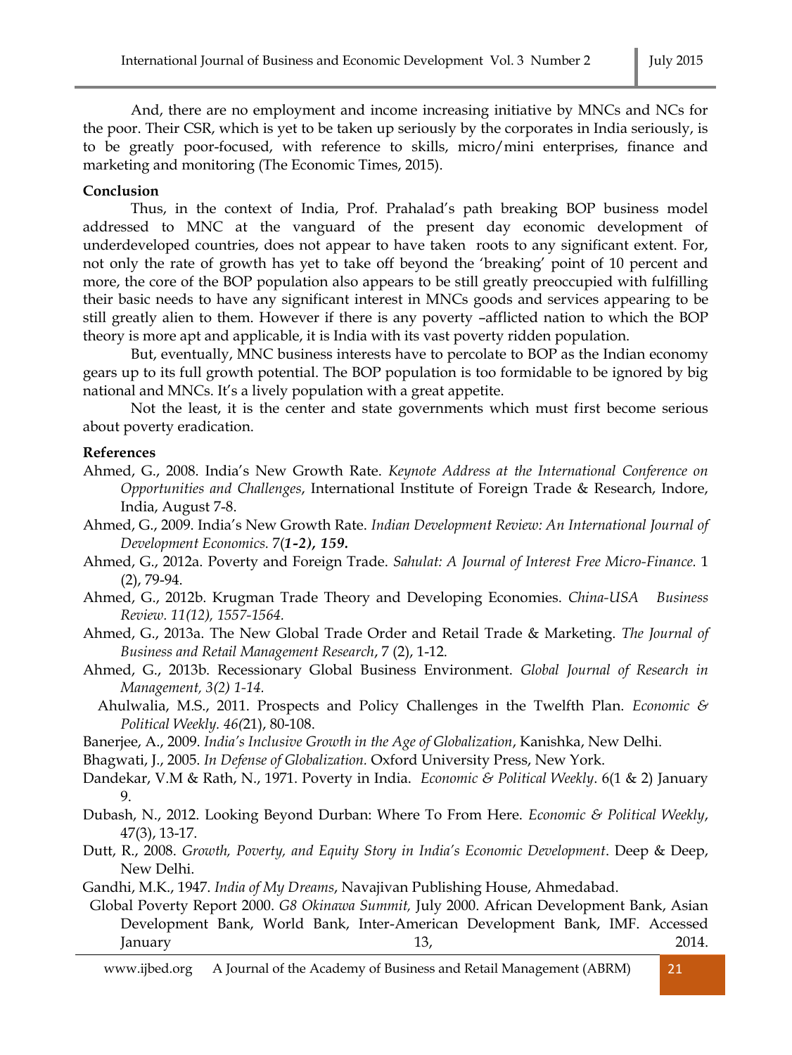And, there are no employment and income increasing initiative by MNCs and NCs for the poor. Their CSR, which is yet to be taken up seriously by the corporates in India seriously, is to be greatly poor-focused, with reference to skills, micro/mini enterprises, finance and marketing and monitoring (The Economic Times, 2015).

**Conclusion**

Thus, in the context of India, Prof. Prahalad's path breaking BOP business model addressed to MNC at the vanguard of the present day economic development of underdeveloped countries, does not appear to have taken roots to any significant extent. For, not only the rate of growth has yet to take off beyond the 'breaking' point of 10 percent and more, the core of the BOP population also appears to be still greatly preoccupied with fulfilling their basic needs to have any significant interest in MNCs goods and services appearing to be still greatly alien to them. However if there is any poverty –afflicted nation to which the BOP theory is more apt and applicable, it is India with its vast poverty ridden population.

But, eventually, MNC business interests have to percolate to BOP as the Indian economy gears up to its full growth potential. The BOP population is too formidable to be ignored by big national and MNCs. It's a lively population with a great appetite.

Not the least, it is the center and state governments which must first become serious about poverty eradication.

**References**

Ahmed, G., 2008. India's New Growth Rate. *Keynote Address at the International Conference on Opportunities and Challenges*, International Institute of Foreign Trade & Research, Indore, India, August 7-8.

Ahmed, G., 2009. India's New Growth Rate. *Indian Development Review: An International Journal of Development Economics. 7(**1-2), 159.***

Ahmed, G., 2012a. Poverty and Foreign Trade. *Sahulat: A Journal of Interest Free Micro-Finance.* 1 (2), 79-94.

Ahmed, G., 2012b. Krugman Trade Theory and Developing Economies. *China-USA Business Review. 11(12), 1557-1564.*

Ahmed, G., 2013a. The New Global Trade Order and Retail Trade & Marketing. *The Journal of Business and Retail Management Research*, 7 (2), 1-12.

Ahmed, G., 2013b. Recessionary Global Business Environment. *Global Journal of Research in Management, 3(2) 1-14.*

Ahulwalia, M.S., 2011. Prospects and Policy Challenges in the Twelfth Plan. *Economic & Political Weekly. 46(*21), 80-108.

Banerjee, A., 2009. *India's Inclusive Growth in the Age of Globalization*, Kanishka, New Delhi.

Bhagwati, J., 2005. *In Defense of Globalization.* Oxford University Press, New York.

Dandekar, V.M & Rath, N., 1971. Poverty in India. *Economic & Political Weekly*. 6(1 & 2) January 9.

Dubash, N., 2012. Looking Beyond Durban: Where To From Here. *Economic & Political Weekly*, 47(3), 13-17.

Dutt, R., 2008. *Growth, Poverty, and Equity Story in India's Economic Development*. Deep & Deep, New Delhi.

Gandhi, M.K., 1947. *India of My Dreams*, Navajivan Publishing House, Ahmedabad.

Global Poverty Report 2000. *G8 Okinawa Summit,* July 2000. African Development Bank, Asian Development Bank, World Bank, Inter-American Development Bank, IMF. Accessed January 13, 2014.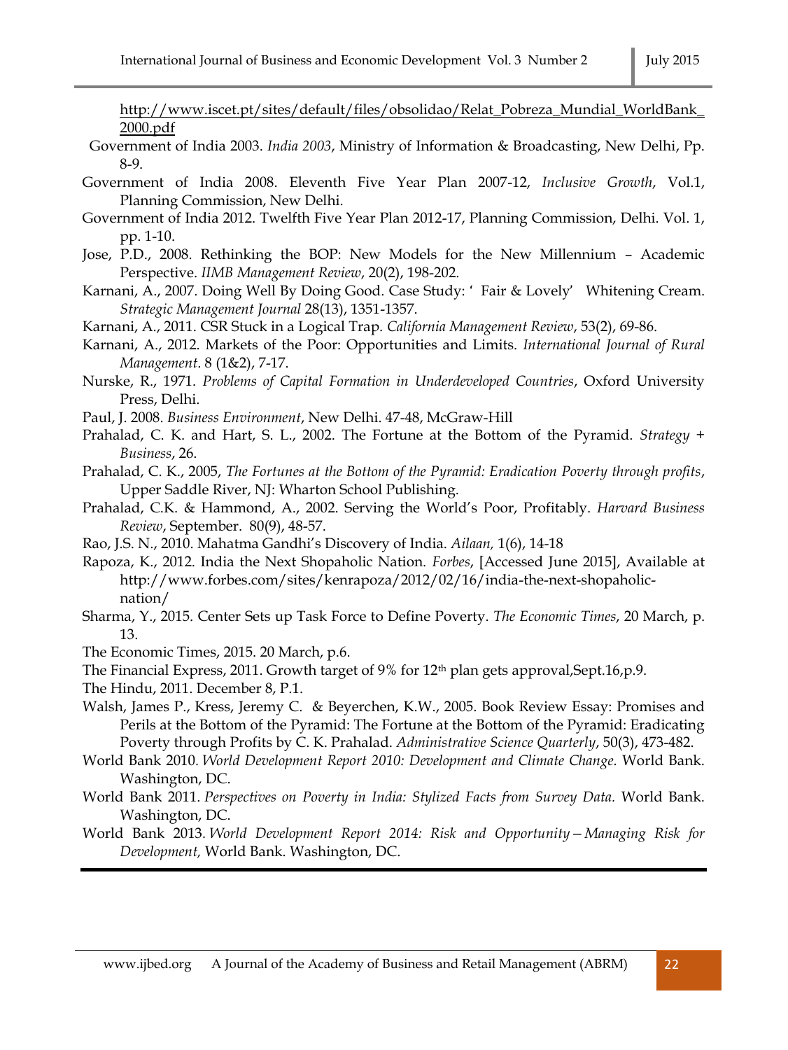http://www.iscet.pt/sites/default/files/obsolidao/Relat_Pobreza_Mundial_WorldBank_2000.pdf

Government of India 2003. *India 2003*, Ministry of Information & Broadcasting, New Delhi, Pp. 8-9.

Government of India 2008. Eleventh Five Year Plan 2007-12, *Inclusive Growth*, Vol.1, Planning Commission, New Delhi.

Government of India 2012. Twelfth Five Year Plan 2012-17, Planning Commission, Delhi. Vol. 1, pp. 1-10.

Jose, P.D., 2008. Rethinking the BOP: New Models for the New Millennium – Academic Perspective. *IIMB Management Review*, 20(2), 198-202.

Karnani, A., 2007. Doing Well By Doing Good. Case Study: ' Fair & Lovely' Whitening Cream. *Strategic Management Journal* 28(13), 1351-1357.

Karnani, A., 2011. CSR Stuck in a Logical Trap. *California Management Review*, 53(2), 69-86.

Karnani, A., 2012. Markets of the Poor: Opportunities and Limits. *International Journal of Rural Management*. 8 (1&2), 7-17.

Nurske, R., 1971. *Problems of Capital Formation in Underdeveloped Countries*, Oxford University Press, Delhi.

Paul, J. 2008. *Business Environment*, New Delhi. 47-48, McGraw-Hill

Prahalad, C. K. and Hart, S. L., 2002. The Fortune at the Bottom of the Pyramid. *Strategy + Business*, 26.

Prahalad, C. K., 2005, *The Fortunes at the Bottom of the Pyramid: Eradication Poverty through profits*, Upper Saddle River, NJ: Wharton School Publishing.

Prahalad, C.K. & Hammond, A., 2002. Serving the World's Poor, Profitably. *Harvard Business Review*, September. 80(9), 48-57.

Rao, J.S. N., 2010. Mahatma Gandhi's Discovery of India. *Ailaan,* 1(6), 14-18

Rapoza, K., 2012. India the Next Shopaholic Nation. *Forbes*, [Accessed June 2015], Available at http://www.forbes.com/sites/kenrapoza/2012/02/16/india-the-next-shopaholic-nation/

Sharma, Y., 2015. Center Sets up Task Force to Define Poverty. *The Economic Times*, 20 March, p. 13.

The Economic Times, 2015. 20 March, p.6.

The Financial Express, 2011. Growth target of 9% for 12th plan gets approval,Sept.16,p.9.

The Hindu, 2011. December 8, P.1.

Walsh, James P., Kress, Jeremy C. & Beyerchen, K.W., 2005. Book Review Essay: Promises and Perils at the Bottom of the Pyramid: The Fortune at the Bottom of the Pyramid: Eradicating Poverty through Profits by C. K. Prahalad. *Administrative Science Quarterly*, 50(3), 473-482.

World Bank 2010. *World Development Report 2010: Development and Climate Change.* World Bank. Washington, DC.

World Bank 2011. *Perspectives on Poverty in India: Stylized Facts from Survey Data.* World Bank. Washington, DC.

World Bank 2013. *World Development Report 2014: Risk and Opportunity—Managing Risk for Development,* World Bank. Washington, DC.